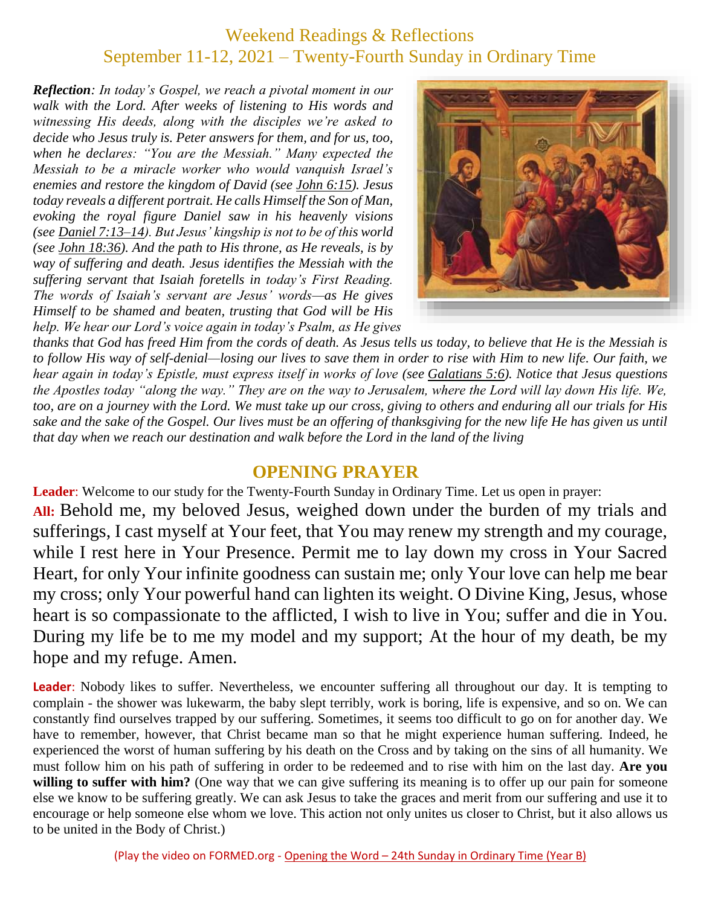# Weekend Readings & Reflections
## September 11-12, 2021 – Twenty-Fourth Sunday in Ordinary Time

***Reflection**: In today's Gospel, we reach a pivotal moment in our walk with the Lord. After weeks of listening to His words and witnessing His deeds, along with the disciples we're asked to decide who Jesus truly is. Peter answers for them, and for us, too, when he declares: "You are the Messiah." Many expected the Messiah to be a miracle worker who would vanquish Israel's enemies and restore the kingdom of David (see John 6:15). Jesus today reveals a different portrait. He calls Himself the Son of Man, evoking the royal figure Daniel saw in his heavenly visions (see Daniel 7:13–14). But Jesus' kingship is not to be of this world (see John 18:36). And the path to His throne, as He reveals, is by way of suffering and death. Jesus identifies the Messiah with the suffering servant that Isaiah foretells in today's First Reading. The words of Isaiah's servant are Jesus' words—as He gives Himself to be shamed and beaten, trusting that God will be His help. We hear our Lord's voice again in today's Psalm, as He gives thanks that God has freed Him from the cords of death. As Jesus tells us today, to believe that He is the Messiah is to follow His way of self-denial—losing our lives to save them in order to rise with Him to new life. Our faith, we hear again in today's Epistle, must express itself in works of love (see Galatians 5:6). Notice that Jesus questions the Apostles today "along the way." They are on the way to Jerusalem, where the Lord will lay down His life. We, too, are on a journey with the Lord. We must take up our cross, giving to others and enduring all our trials for His sake and the sake of the Gospel. Our lives must be an offering of thanksgiving for the new life He has given us until that day when we reach our destination and walk before the Lord in the land of the living*

## OPENING PRAYER

**Leader**: Welcome to our study for the Twenty-Fourth Sunday in Ordinary Time. Let us open in prayer:

**All:** Behold me, my beloved Jesus, weighed down under the burden of my trials and sufferings, I cast myself at Your feet, that You may renew my strength and my courage, while I rest here in Your Presence. Permit me to lay down my cross in Your Sacred Heart, for only Your infinite goodness can sustain me; only Your love can help me bear my cross; only Your powerful hand can lighten its weight. O Divine King, Jesus, whose heart is so compassionate to the afflicted, I wish to live in You; suffer and die in You. During my life be to me my model and my support; At the hour of my death, be my hope and my refuge. Amen.

**Leader**: Nobody likes to suffer. Nevertheless, we encounter suffering all throughout our day. It is tempting to complain - the shower was lukewarm, the baby slept terribly, work is boring, life is expensive, and so on. We can constantly find ourselves trapped by our suffering. Sometimes, it seems too difficult to go on for another day. We have to remember, however, that Christ became man so that he might experience human suffering. Indeed, he experienced the worst of human suffering by his death on the Cross and by taking on the sins of all humanity. We must follow him on his path of suffering in order to be redeemed and to rise with him on the last day. **Are you willing to suffer with him?** (One way that we can give suffering its meaning is to offer up our pain for someone else we know to be suffering greatly. We can ask Jesus to take the graces and merit from our suffering and use it to encourage or help someone else whom we love. This action not only unites us closer to Christ, but it also allows us to be united in the Body of Christ.)

(Play the video on FORMED.org - Opening the Word – 24th Sunday in Ordinary Time (Year B))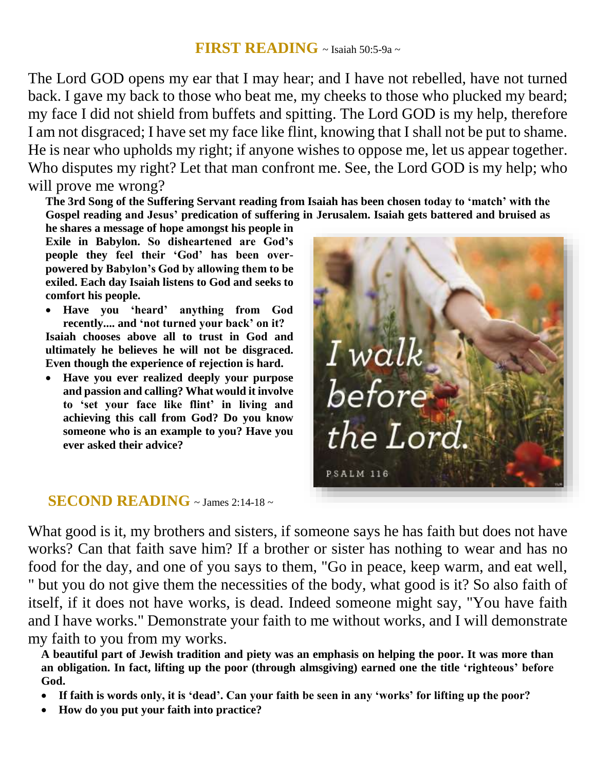## FIRST READING ~ Isaiah 50:5-9a ~

The Lord GOD opens my ear that I may hear; and I have not rebelled, have not turned back. I gave my back to those who beat me, my cheeks to those who plucked my beard; my face I did not shield from buffets and spitting. The Lord GOD is my help, therefore I am not disgraced; I have set my face like flint, knowing that I shall not be put to shame. He is near who upholds my right; if anyone wishes to oppose me, let us appear together. Who disputes my right? Let that man confront me. See, the Lord GOD is my help; who will prove me wrong?

**The 3rd Song of the Suffering Servant reading from Isaiah has been chosen today to 'match' with the Gospel reading and Jesus' predication of suffering in Jerusalem. Isaiah gets battered and bruised as he shares a message of hope amongst his people in Exile in Babylon. So disheartened are God's people they feel their 'God' has been over-powered by Babylon's God by allowing them to be exiled. Each day Isaiah listens to God and seeks to comfort his people.**

- **Have you 'heard' anything from God recently.... and 'not turned your back' on it?**

**Isaiah chooses above all to trust in God and ultimately he believes he will not be disgraced. Even though the experience of rejection is hard.**

- **Have you ever realized deeply your purpose and passion and calling? What would it involve to 'set your face like flint' in living and achieving this call from God? Do you know someone who is an example to you? Have you ever asked their advice?**

*I walk before the Lord.*

PSALM 116

## SECOND READING ~ James 2:14-18 ~

What good is it, my brothers and sisters, if someone says he has faith but does not have works? Can that faith save him? If a brother or sister has nothing to wear and has no food for the day, and one of you says to them, "Go in peace, keep warm, and eat well, " but you do not give them the necessities of the body, what good is it? So also faith of itself, if it does not have works, is dead. Indeed someone might say, "You have faith and I have works." Demonstrate your faith to me without works, and I will demonstrate my faith to you from my works.

**A beautiful part of Jewish tradition and piety was an emphasis on helping the poor. It was more than an obligation. In fact, lifting up the poor (through almsgiving) earned one the title 'righteous' before God.**

- **If faith is words only, it is 'dead'. Can your faith be seen in any 'works' for lifting up the poor?**
- **How do you put your faith into practice?**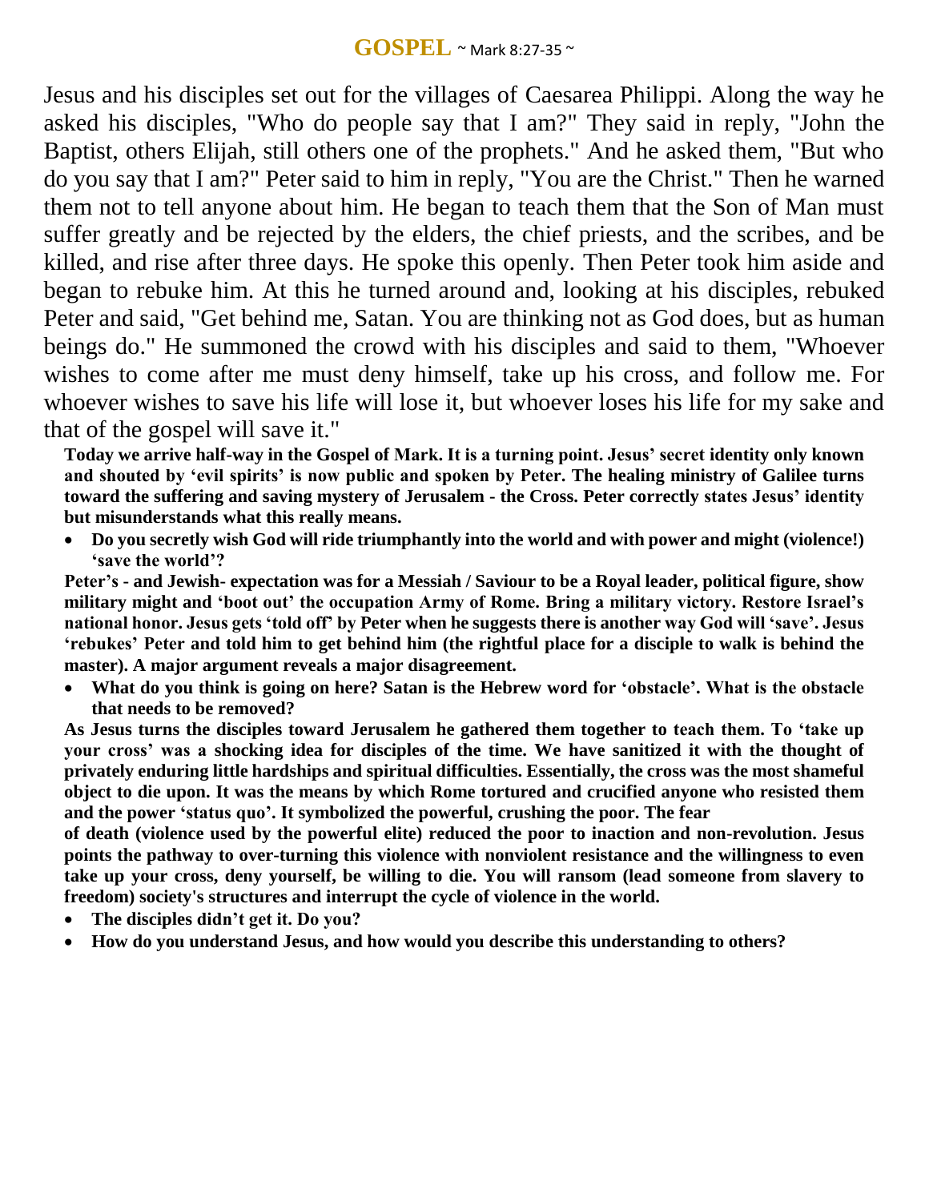## **GOSPEL** ~ Mark 8:27-35 ~

Jesus and his disciples set out for the villages of Caesarea Philippi. Along the way he asked his disciples, "Who do people say that I am?" They said in reply, "John the Baptist, others Elijah, still others one of the prophets." And he asked them, "But who do you say that I am?" Peter said to him in reply, "You are the Christ." Then he warned them not to tell anyone about him. He began to teach them that the Son of Man must suffer greatly and be rejected by the elders, the chief priests, and the scribes, and be killed, and rise after three days. He spoke this openly. Then Peter took him aside and began to rebuke him. At this he turned around and, looking at his disciples, rebuked Peter and said, "Get behind me, Satan. You are thinking not as God does, but as human beings do." He summoned the crowd with his disciples and said to them, "Whoever wishes to come after me must deny himself, take up his cross, and follow me. For whoever wishes to save his life will lose it, but whoever loses his life for my sake and that of the gospel will save it."

**Today we arrive half-way in the Gospel of Mark. It is a turning point. Jesus' secret identity only known and shouted by 'evil spirits' is now public and spoken by Peter. The healing ministry of Galilee turns toward the suffering and saving mystery of Jerusalem - the Cross. Peter correctly states Jesus' identity but misunderstands what this really means.**

- **Do you secretly wish God will ride triumphantly into the world and with power and might (violence!) 'save the world'?**

**Peter's - and Jewish- expectation was for a Messiah / Saviour to be a Royal leader, political figure, show military might and 'boot out' the occupation Army of Rome. Bring a military victory. Restore Israel's national honor. Jesus gets 'told off' by Peter when he suggests there is another way God will 'save'. Jesus 'rebukes' Peter and told him to get behind him (the rightful place for a disciple to walk is behind the master). A major argument reveals a major disagreement.**

- **What do you think is going on here? Satan is the Hebrew word for 'obstacle'. What is the obstacle that needs to be removed?**

**As Jesus turns the disciples toward Jerusalem he gathered them together to teach them. To 'take up your cross' was a shocking idea for disciples of the time. We have sanitized it with the thought of privately enduring little hardships and spiritual difficulties. Essentially, the cross was the most shameful object to die upon. It was the means by which Rome tortured and crucified anyone who resisted them and the power 'status quo'. It symbolized the powerful, crushing the poor. The fear of death (violence used by the powerful elite) reduced the poor to inaction and non-revolution. Jesus points the pathway to over-turning this violence with nonviolent resistance and the willingness to even take up your cross, deny yourself, be willing to die. You will ransom (lead someone from slavery to freedom) society's structures and interrupt the cycle of violence in the world.**

- **The disciples didn't get it. Do you?**
- **How do you understand Jesus, and how would you describe this understanding to others?**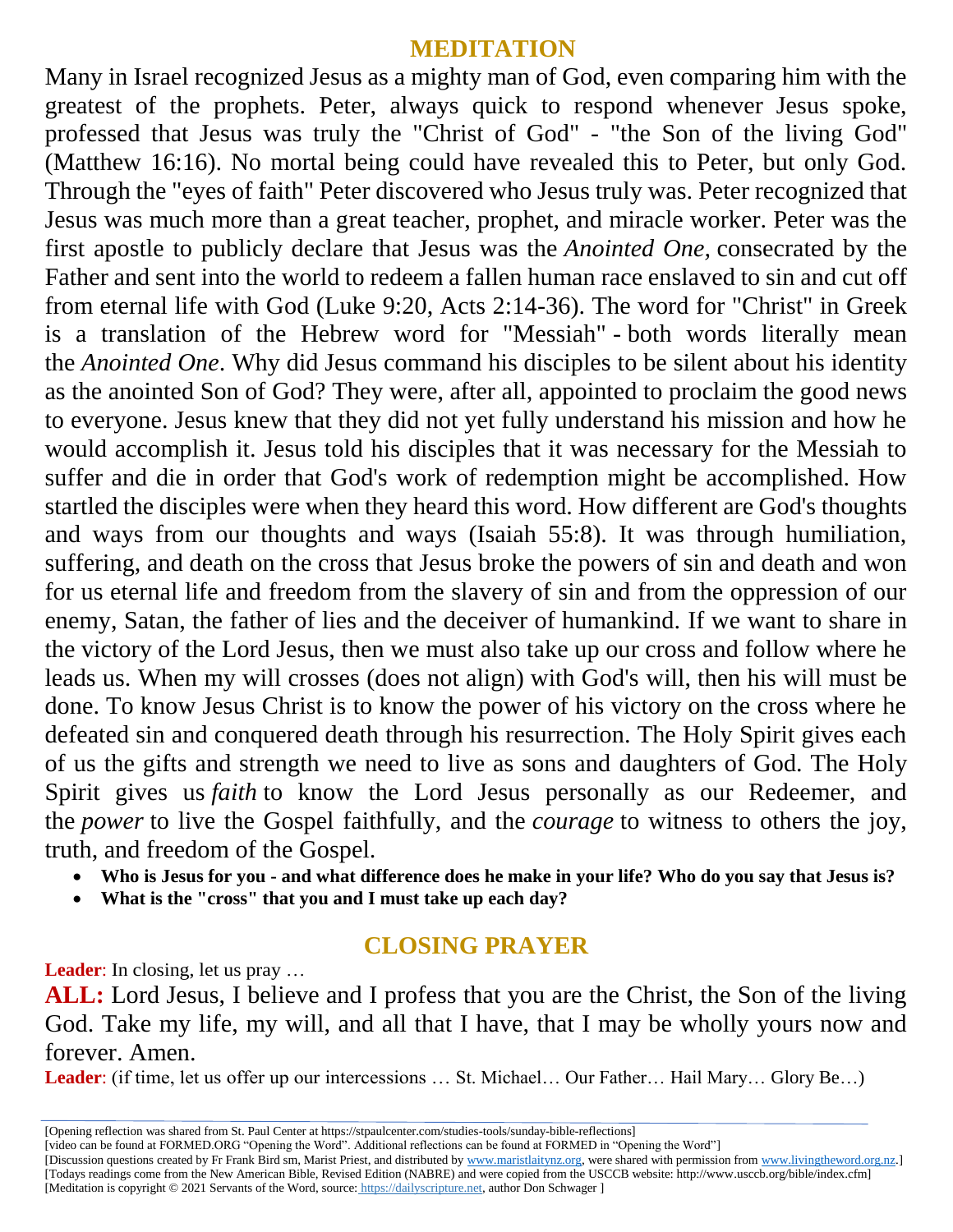## MEDITATION

Many in Israel recognized Jesus as a mighty man of God, even comparing him with the greatest of the prophets. Peter, always quick to respond whenever Jesus spoke, professed that Jesus was truly the "Christ of God" - "the Son of the living God" (Matthew 16:16). No mortal being could have revealed this to Peter, but only God. Through the "eyes of faith" Peter discovered who Jesus truly was. Peter recognized that Jesus was much more than a great teacher, prophet, and miracle worker. Peter was the first apostle to publicly declare that Jesus was the *Anointed One,* consecrated by the Father and sent into the world to redeem a fallen human race enslaved to sin and cut off from eternal life with God (Luke 9:20, Acts 2:14-36). The word for "Christ" in Greek is a translation of the Hebrew word for "Messiah" - both words literally mean the *Anointed One*. Why did Jesus command his disciples to be silent about his identity as the anointed Son of God? They were, after all, appointed to proclaim the good news to everyone. Jesus knew that they did not yet fully understand his mission and how he would accomplish it. Jesus told his disciples that it was necessary for the Messiah to suffer and die in order that God's work of redemption might be accomplished. How startled the disciples were when they heard this word. How different are God's thoughts and ways from our thoughts and ways (Isaiah 55:8). It was through humiliation, suffering, and death on the cross that Jesus broke the powers of sin and death and won for us eternal life and freedom from the slavery of sin and from the oppression of our enemy, Satan, the father of lies and the deceiver of humankind. If we want to share in the victory of the Lord Jesus, then we must also take up our cross and follow where he leads us. When my will crosses (does not align) with God's will, then his will must be done. To know Jesus Christ is to know the power of his victory on the cross where he defeated sin and conquered death through his resurrection. The Holy Spirit gives each of us the gifts and strength we need to live as sons and daughters of God. The Holy Spirit gives us *faith* to know the Lord Jesus personally as our Redeemer, and the *power* to live the Gospel faithfully, and the *courage* to witness to others the joy, truth, and freedom of the Gospel.

- **Who is Jesus for you - and what difference does he make in your life? Who do you say that Jesus is?**
- **What is the "cross" that you and I must take up each day?**

## CLOSING PRAYER

**Leader**: In closing, let us pray …

**ALL:** Lord Jesus, I believe and I profess that you are the Christ, the Son of the living God. Take my life, my will, and all that I have, that I may be wholly yours now and forever. Amen.

**Leader**: (if time, let us offer up our intercessions … St. Michael… Our Father… Hail Mary… Glory Be…)

---

[Opening reflection was shared from St. Paul Center at https://stpaulcenter.com/studies-tools/sunday-bible-reflections]
[video can be found at FORMED.ORG "Opening the Word". Additional reflections can be found at FORMED in "Opening the Word"]
[Discussion questions created by Fr Frank Bird sm, Marist Priest, and distributed by www.maristlaitynz.org, were shared with permission from www.livingtheword.org.nz.]
[Todays readings come from the New American Bible, Revised Edition (NABRE) and were copied from the USCCB website: http://www.usccb.org/bible/index.cfm]
[Meditation is copyright © 2021 Servants of the Word, source: https://dailyscripture.net, author Don Schwager ]